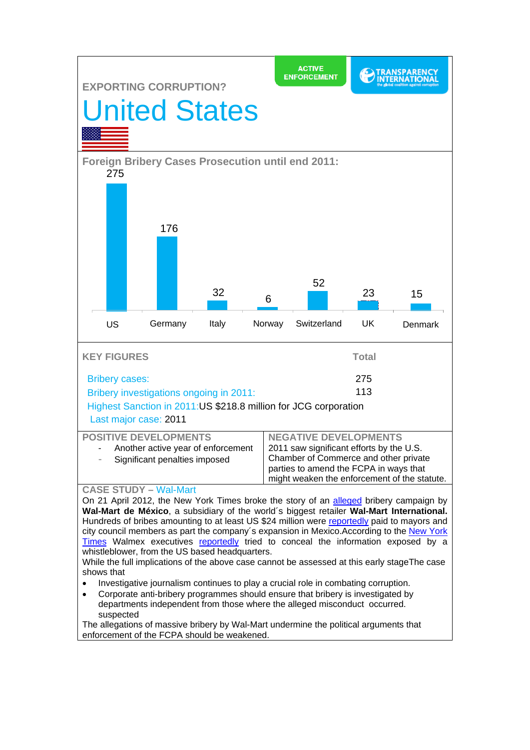ACTIVE ENFORCEMENT

TRANSPARENCY INTERNATIONAL
the global coalition against corruption

EXPORTING CORRUPTION?

# United States

## Foreign Bribery Cases Prosecution until end 2011:

| US | Germany | Italy | Norway | Switzerland | UK | Denmark |
|---|---|---|---|---|---|---|
| 275 | 176 | 32 | 6 | 52 | 23 | 15 |

## KEY FIGURES

| | Total |
|---|---|
| Bribery cases: | 275 |
| Bribery investigations ongoing in 2011: | 113 |

Highest Sanction in 2011: US $218.8 million for JCG corporation

Last major case: 2011

## POSITIVE DEVELOPMENTS

- Another active year of enforcement
- Significant penalties imposed

## NEGATIVE DEVELOPMENTS

2011 saw significant efforts by the U.S. Chamber of Commerce and other private parties to amend the FCPA in ways that might weaken the enforcement of the statute.

## CASE STUDY – Wal-Mart

On 21 April 2012, the New York Times broke the story of an alleged bribery campaign by **Wal-Mart de México**, a subsidiary of the world´s biggest retailer **Wal-Mart International.** Hundreds of bribes amounting to at least US $24 million were reportedly paid to mayors and city council members as part the company´s expansion in Mexico.According to the New York Times Walmex executives reportedly tried to conceal the information exposed by a whistleblower, from the US based headquarters.

While the full implications of the above case cannot be assessed at this early stageThe case shows that

- Investigative journalism continues to play a crucial role in combating corruption.
- Corporate anti-bribery programmes should ensure that bribery is investigated by departments independent from those where the alleged misconduct occurred. suspected

The allegations of massive bribery by Wal-Mart undermine the political arguments that enforcement of the FCPA should be weakened.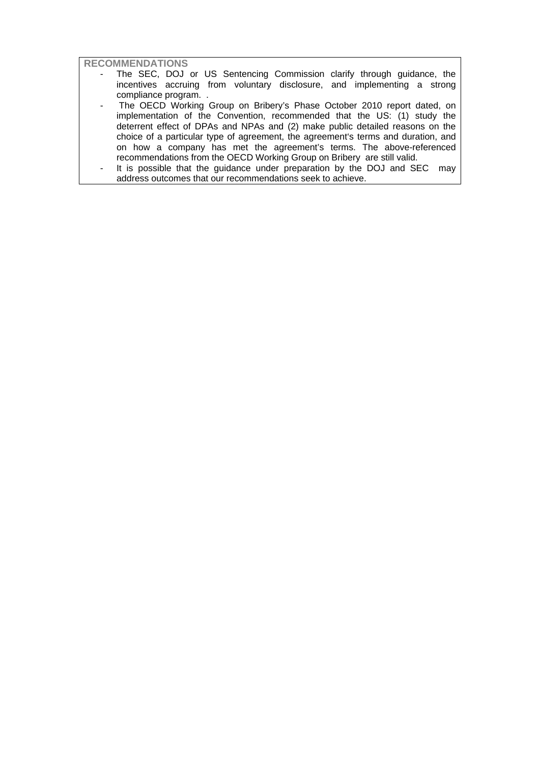**RECOMMENDATIONS**

- The SEC, DOJ or US Sentencing Commission clarify through guidance, the incentives accruing from voluntary disclosure, and implementing a strong compliance program. .
- The OECD Working Group on Bribery's Phase October 2010 report dated, on implementation of the Convention, recommended that the US: (1) study the deterrent effect of DPAs and NPAs and (2) make public detailed reasons on the choice of a particular type of agreement, the agreement's terms and duration, and on how a company has met the agreement's terms. The above-referenced recommendations from the OECD Working Group on Bribery are still valid.
- It is possible that the guidance under preparation by the DOJ and SEC may address outcomes that our recommendations seek to achieve.